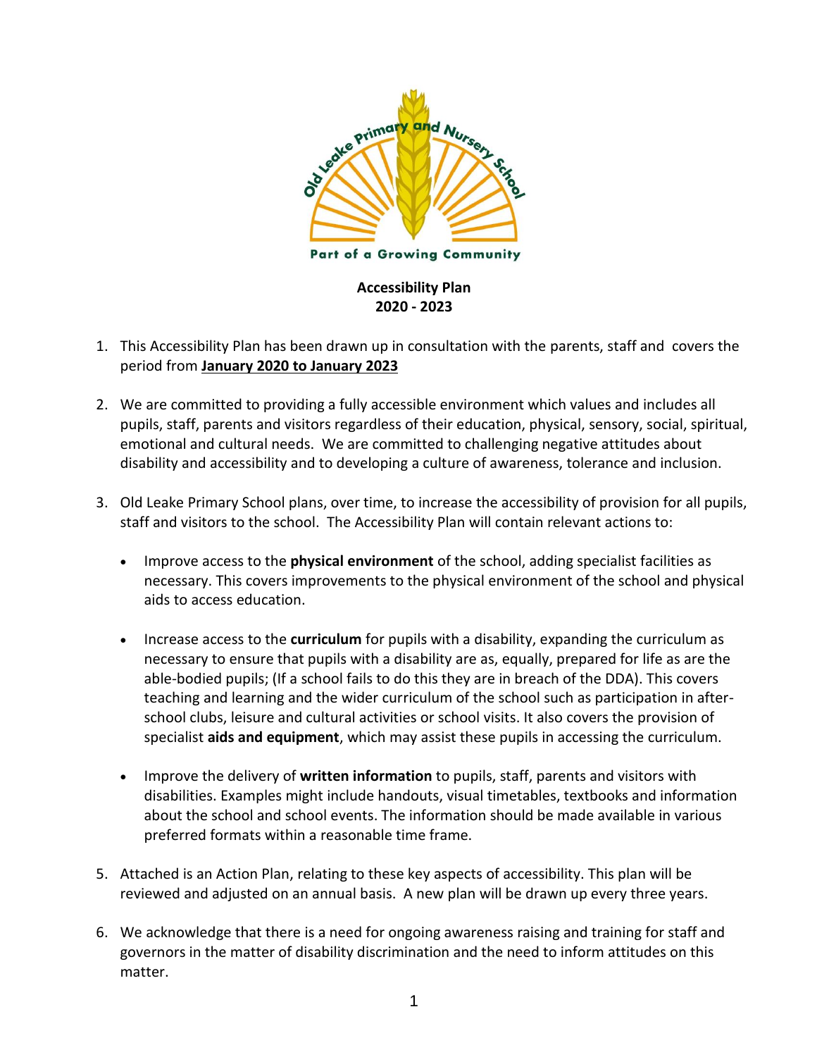Old Leake Primary and Nursery School

Part of a Growing Community

# Accessibility Plan
## 2020 - 2023

1. This Accessibility Plan has been drawn up in consultation with the parents, staff and covers the period from **January 2020 to January 2023**

2. We are committed to providing a fully accessible environment which values and includes all pupils, staff, parents and visitors regardless of their education, physical, sensory, social, spiritual, emotional and cultural needs. We are committed to challenging negative attitudes about disability and accessibility and to developing a culture of awareness, tolerance and inclusion.

3. Old Leake Primary School plans, over time, to increase the accessibility of provision for all pupils, staff and visitors to the school. The Accessibility Plan will contain relevant actions to:

   - Improve access to the **physical environment** of the school, adding specialist facilities as necessary. This covers improvements to the physical environment of the school and physical aids to access education.

   - Increase access to the **curriculum** for pupils with a disability, expanding the curriculum as necessary to ensure that pupils with a disability are as, equally, prepared for life as are the able-bodied pupils; (If a school fails to do this they are in breach of the DDA). This covers teaching and learning and the wider curriculum of the school such as participation in after-school clubs, leisure and cultural activities or school visits. It also covers the provision of specialist **aids and equipment**, which may assist these pupils in accessing the curriculum.

   - Improve the delivery of **written information** to pupils, staff, parents and visitors with disabilities. Examples might include handouts, visual timetables, textbooks and information about the school and school events. The information should be made available in various preferred formats within a reasonable time frame.

5. Attached is an Action Plan, relating to these key aspects of accessibility. This plan will be reviewed and adjusted on an annual basis. A new plan will be drawn up every three years.

6. We acknowledge that there is a need for ongoing awareness raising and training for staff and governors in the matter of disability discrimination and the need to inform attitudes on this matter.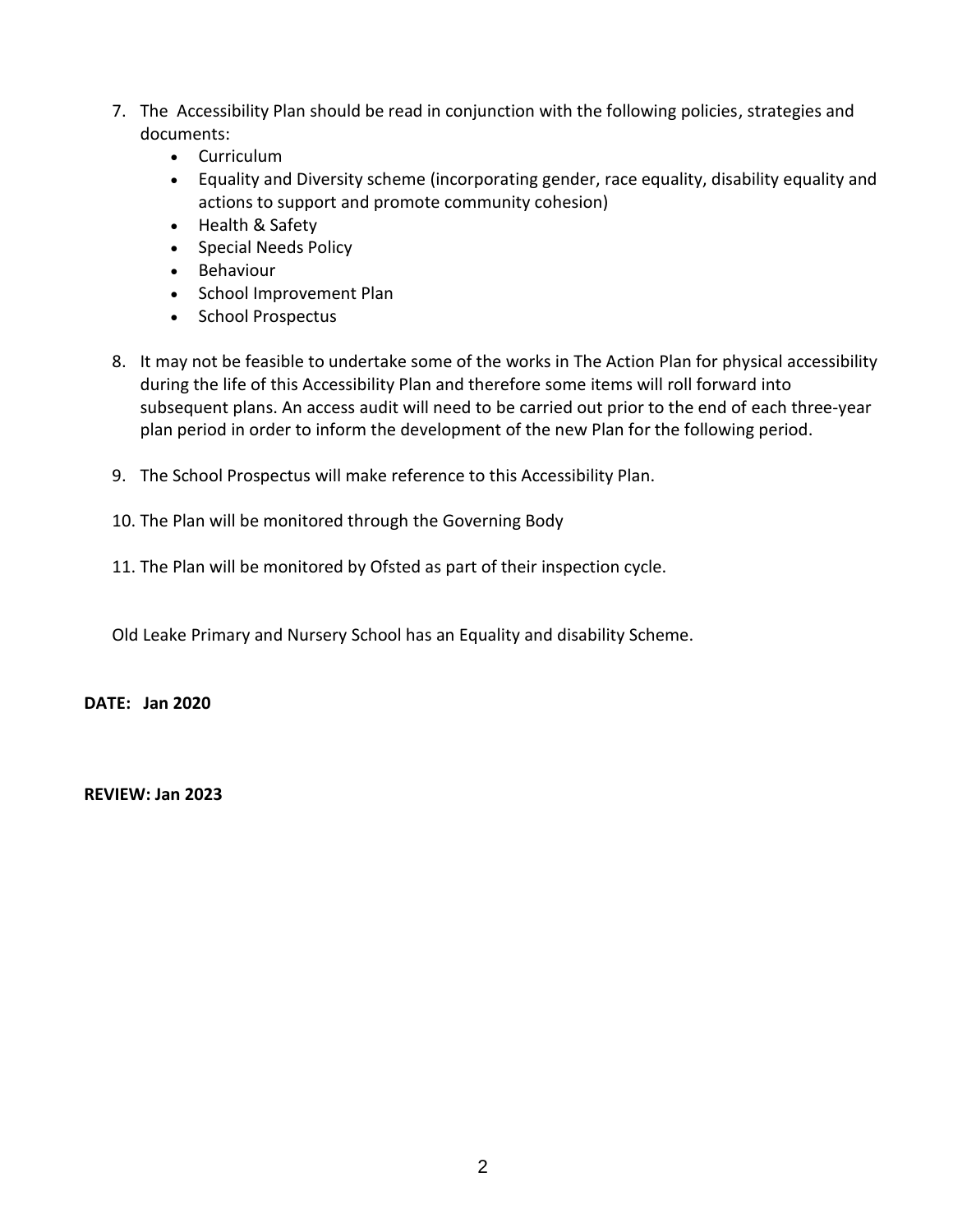7. The Accessibility Plan should be read in conjunction with the following policies, strategies and documents:
    - Curriculum
    - Equality and Diversity scheme (incorporating gender, race equality, disability equality and actions to support and promote community cohesion)
    - Health & Safety
    - Special Needs Policy
    - Behaviour
    - School Improvement Plan
    - School Prospectus

8. It may not be feasible to undertake some of the works in The Action Plan for physical accessibility during the life of this Accessibility Plan and therefore some items will roll forward into subsequent plans. An access audit will need to be carried out prior to the end of each three-year plan period in order to inform the development of the new Plan for the following period.

9. The School Prospectus will make reference to this Accessibility Plan.

10. The Plan will be monitored through the Governing Body

11. The Plan will be monitored by Ofsted as part of their inspection cycle.

Old Leake Primary and Nursery School has an Equality and disability Scheme.

**DATE: Jan 2020**

**REVIEW: Jan 2023**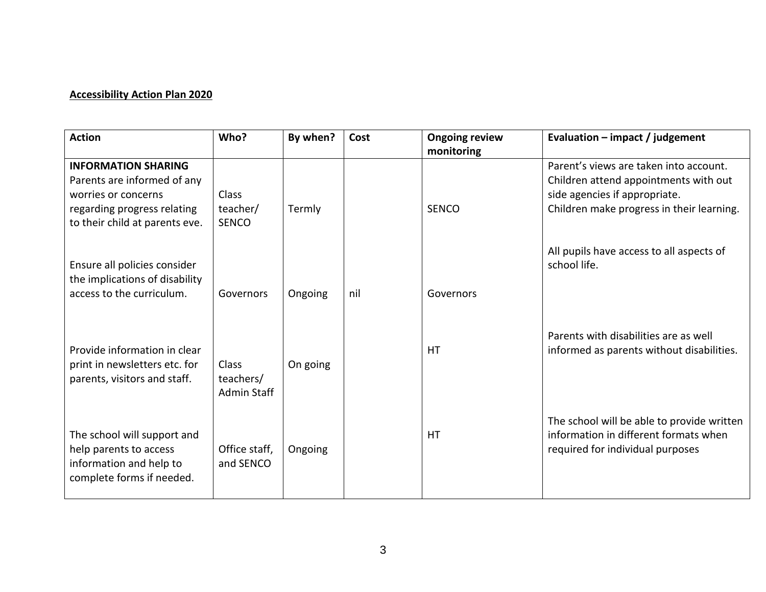**Accessibility Action Plan 2020**

| Action | Who? | By when? | Cost | Ongoing review monitoring | Evaluation – impact / judgement |
|---|---|---|---|---|---|
| **INFORMATION SHARING**<br>Parents are informed of any worries or concerns regarding progress relating to their child at parents eve. | Class teacher/ SENCO | Termly | | SENCO | Parent's views are taken into account.<br>Children attend appointments with out side agencies if appropriate.<br>Children make progress in their learning. |
| Ensure all policies consider the implications of disability access to the curriculum. | Governors | Ongoing | nil | Governors | All pupils have access to all aspects of school life. |
| Provide information in clear print in newsletters etc. for parents, visitors and staff. | Class teachers/ Admin Staff | On going | | HT | Parents with disabilities are as well informed as parents without disabilities. |
| The school will support and help parents to access information and help to complete forms if needed. | Office staff, and SENCO | Ongoing | | HT | The school will be able to provide written information in different formats when required for individual purposes |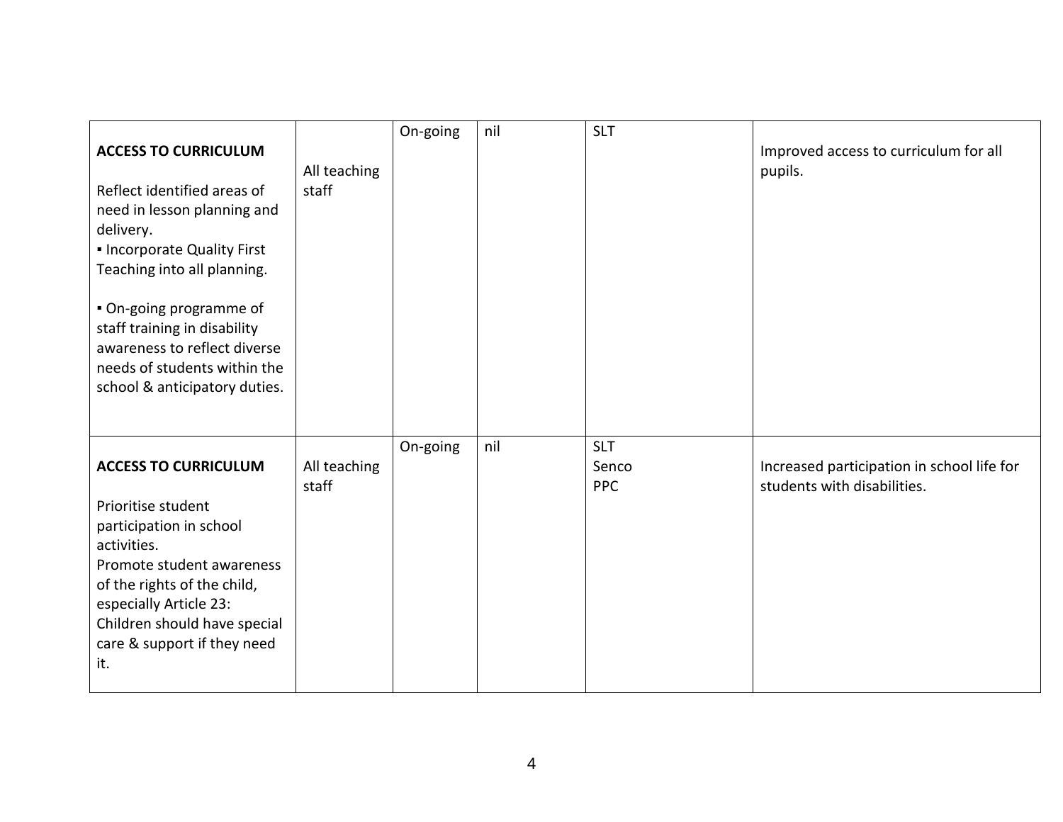| | | | | | |
|---|---|---|---|---|---|
| **ACCESS TO CURRICULUM**<br><br>Reflect identified areas of need in lesson planning and delivery.<br>▪ Incorporate Quality First Teaching into all planning.<br><br>▪ On-going programme of staff training in disability awareness to reflect diverse needs of students within the school & anticipatory duties. | All teaching staff | On-going | nil | SLT | Improved access to curriculum for all pupils. |
| **ACCESS TO CURRICULUM**<br><br>Prioritise student participation in school activities.<br>Promote student awareness of the rights of the child, especially Article 23: Children should have special care & support if they need it. | All teaching staff | On-going | nil | SLT<br>Senco<br>PPC | Increased participation in school life for students with disabilities. |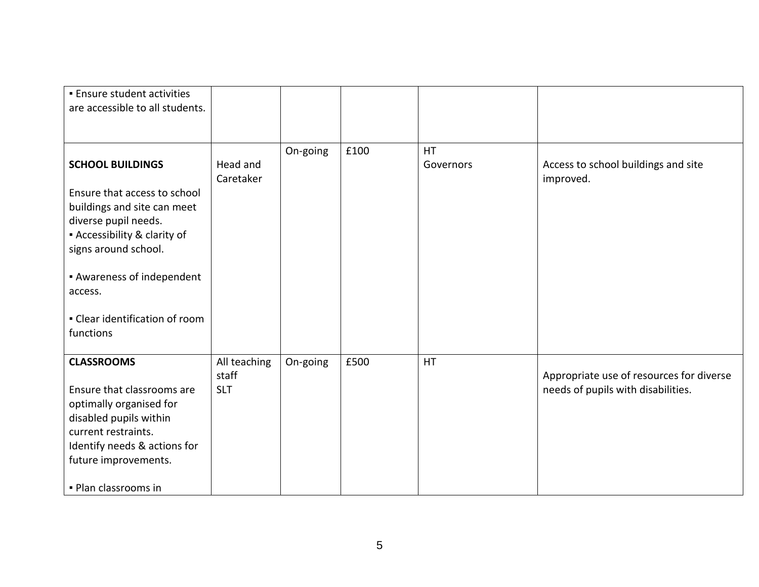| | | | | | |
|---|---|---|---|---|---|
| ▪ Ensure student activities are accessible to all students. | | | | | |
| **SCHOOL BUILDINGS**<br><br>Ensure that access to school buildings and site can meet diverse pupil needs.<br>▪ Accessibility & clarity of signs around school.<br><br>▪ Awareness of independent access.<br><br>▪ Clear identification of room functions | Head and Caretaker | On-going | £100 | HT<br>Governors | Access to school buildings and site improved. |
| **CLASSROOMS**<br><br>Ensure that classrooms are optimally organised for disabled pupils within current restraints.<br>Identify needs & actions for future improvements.<br><br>▪ Plan classrooms in | All teaching staff<br>SLT | On-going | £500 | HT | Appropriate use of resources for diverse needs of pupils with disabilities. |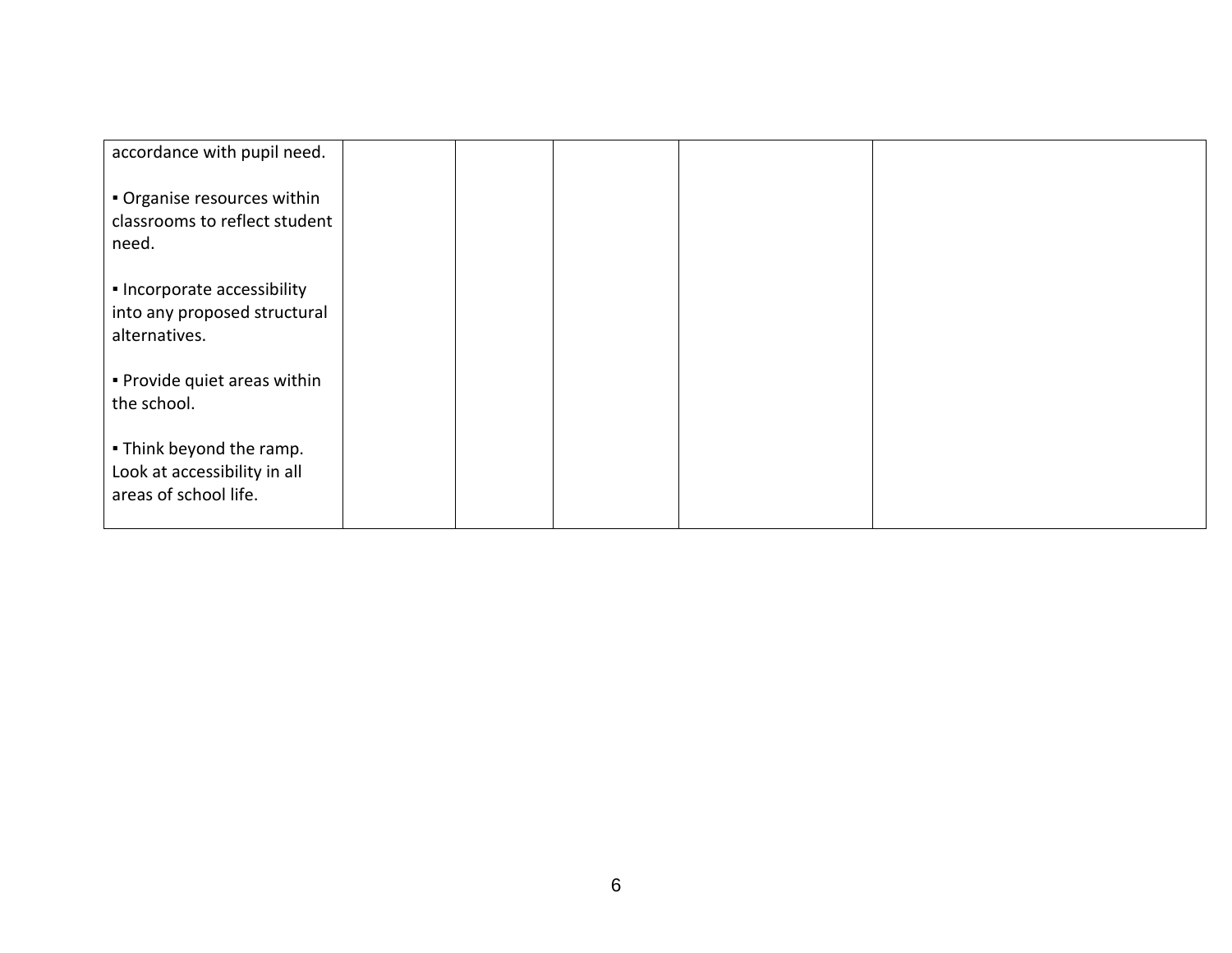| | | | | | |
|---|---|---|---|---|---|
| accordance with pupil need.<br><br>▪ Organise resources within classrooms to reflect student need.<br><br>▪ Incorporate accessibility into any proposed structural alternatives.<br><br>▪ Provide quiet areas within the school.<br><br>▪ Think beyond the ramp. Look at accessibility in all areas of school life. | | | | | |